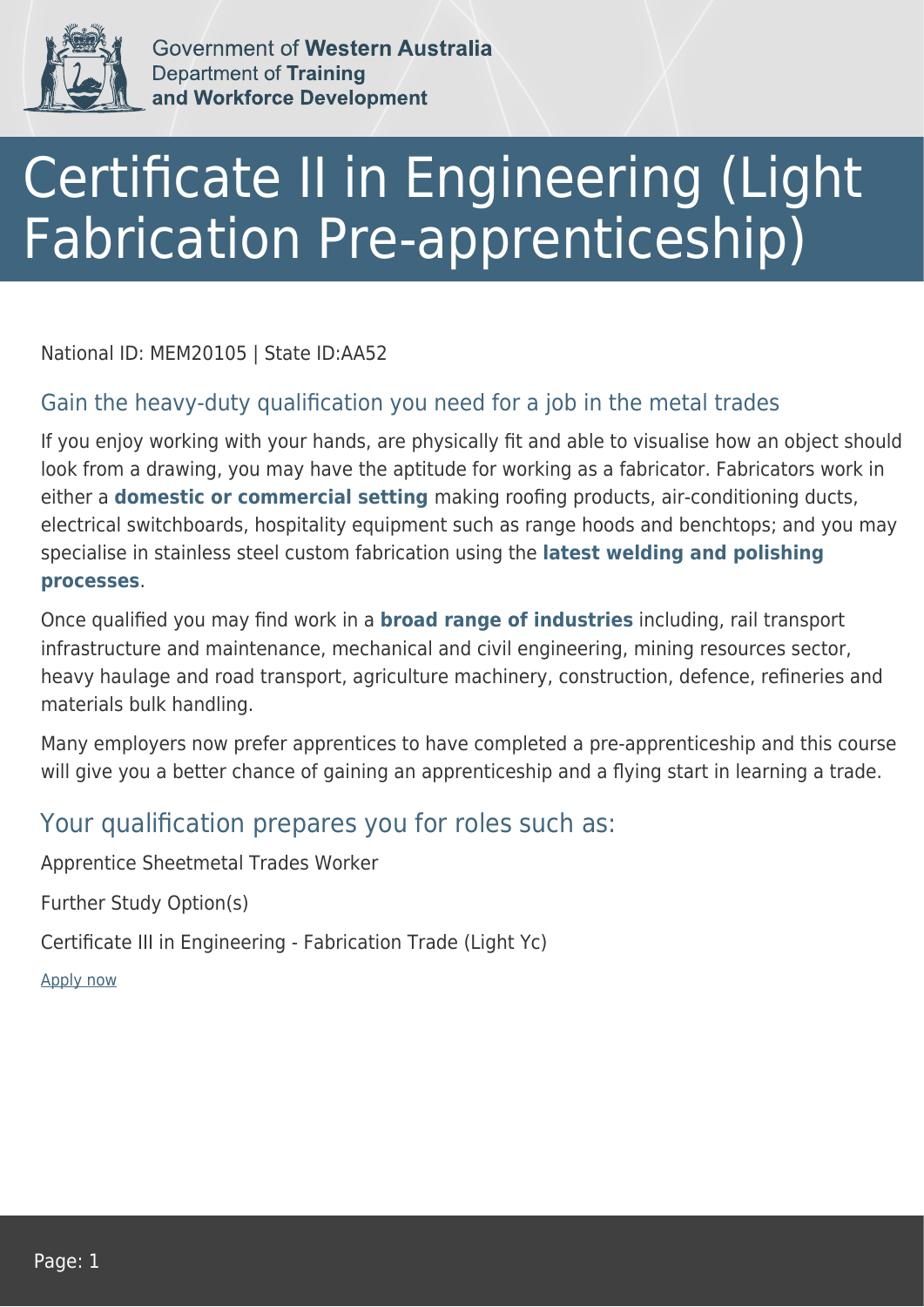Government of **Western Australia**
Department of **Training and Workforce Development**

# Certificate II in Engineering (Light Fabrication Pre-apprenticeship)

National ID: MEM20105 | State ID:AA52

## Gain the heavy-duty qualification you need for a job in the metal trades

If you enjoy working with your hands, are physically fit and able to visualise how an object should look from a drawing, you may have the aptitude for working as a fabricator. Fabricators work in either a **domestic or commercial setting** making roofing products, air-conditioning ducts, electrical switchboards, hospitality equipment such as range hoods and benchtops; and you may specialise in stainless steel custom fabrication using the **latest welding and polishing processes**.

Once qualified you may find work in a **broad range of industries** including, rail transport infrastructure and maintenance, mechanical and civil engineering, mining resources sector, heavy haulage and road transport, agriculture machinery, construction, defence, refineries and materials bulk handling.

Many employers now prefer apprentices to have completed a pre-apprenticeship and this course will give you a better chance of gaining an apprenticeship and a flying start in learning a trade.

## Your qualification prepares you for roles such as:

Apprentice Sheetmetal Trades Worker

Further Study Option(s)

Certificate III in Engineering - Fabrication Trade (Light Yc)

Apply now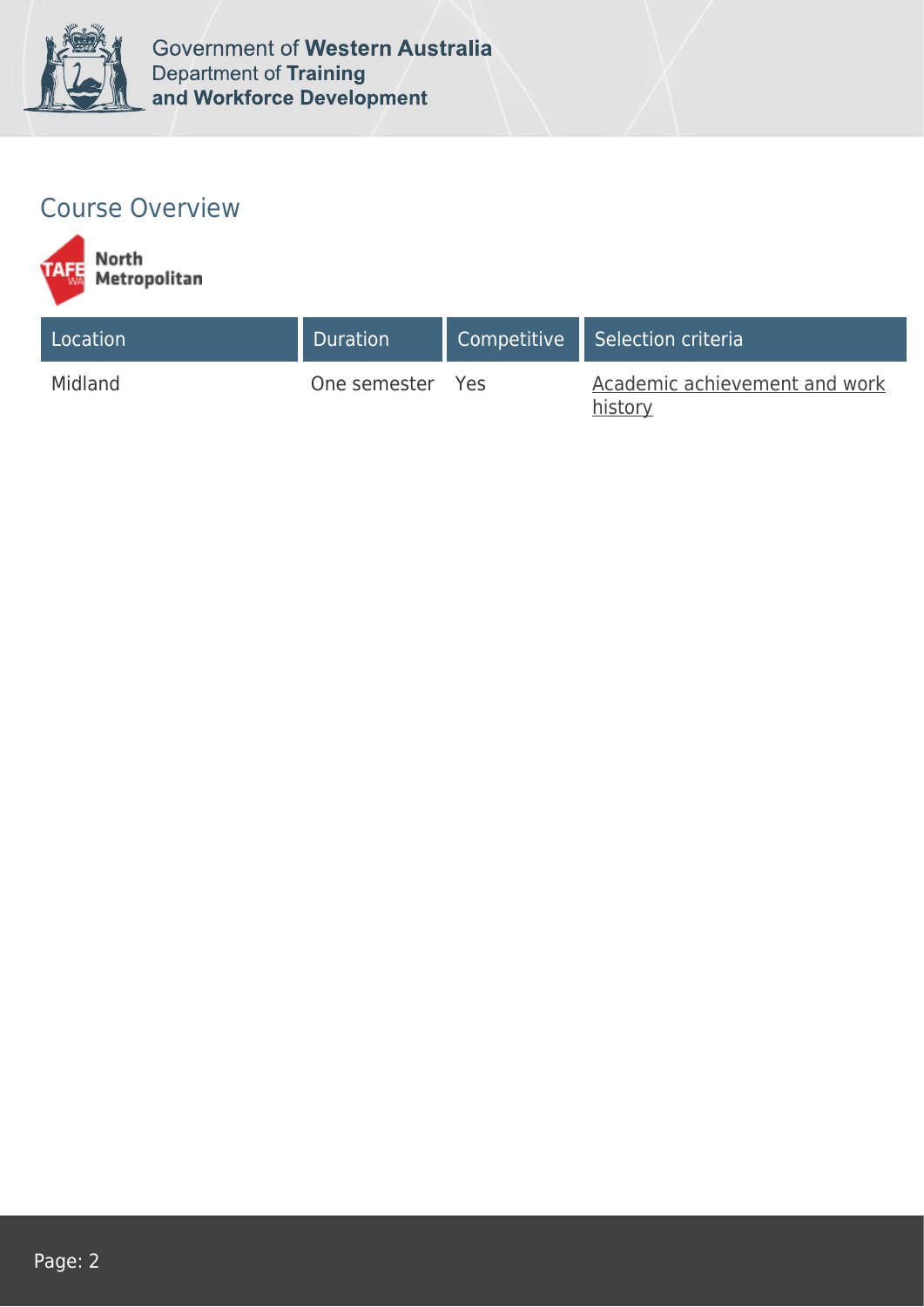## Course Overview

North Metropolitan

| Location | Duration | Competitive | Selection criteria |
| --- | --- | --- | --- |
| Midland | One semester | Yes | Academic achievement and work history |